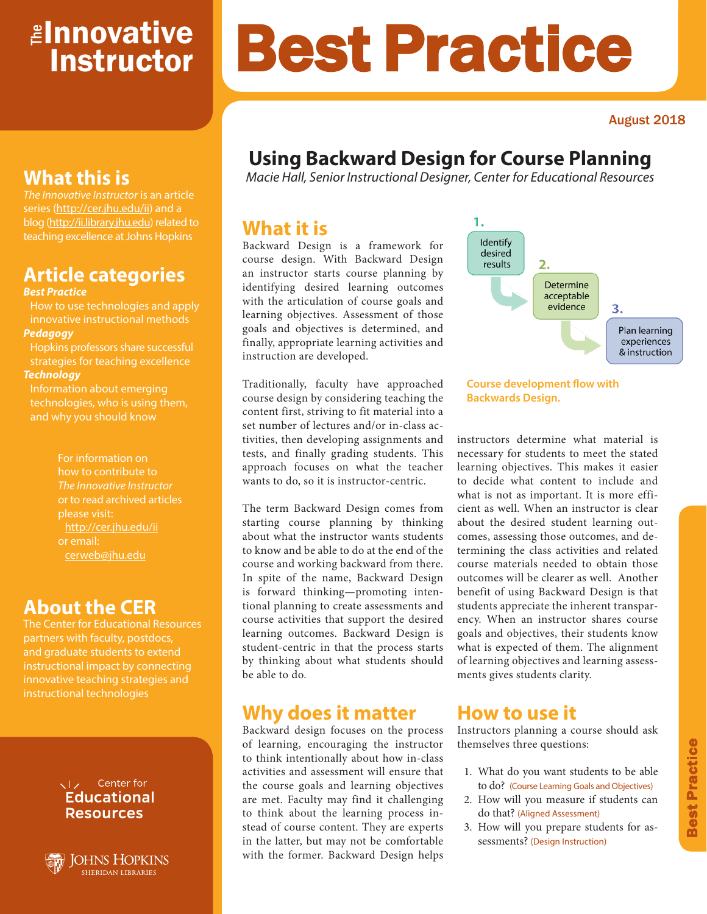# The Innovative Instructor

# Best Practice

August 2018

## What this is

*The Innovative Instructor* is an article series (http://cer.jhu.edu/ii) and a blog (http://ii.library.jhu.edu) related to teaching excellence at Johns Hopkins

## Article categories

***Best Practice***
How to use technologies and apply innovative instructional methods

***Pedagogy***
Hopkins professors share successful strategies for teaching excellence

***Technology***
Information about emerging technologies, who is using them, and why you should know

For information on how to contribute to *The Innovative Instructor* or to read archived articles please visit:
http://cer.jhu.edu/ii
or email:
cerweb@jhu.edu

## About the CER

The Center for Educational Resources partners with faculty, postdocs, and graduate students to extend instructional impact by connecting innovative teaching strategies and instructional technologies

Center for Educational Resources

Johns Hopkins Sheridan Libraries

# Using Backward Design for Course Planning

*Macie Hall, Senior Instructional Designer, Center for Educational Resources*

## What it is

Backward Design is a framework for course design. With Backward Design an instructor starts course planning by identifying desired learning outcomes with the articulation of course goals and learning objectives. Assessment of those goals and objectives is determined, and finally, appropriate learning activities and instruction are developed.

Traditionally, faculty have approached course design by considering teaching the content first, striving to fit material into a set number of lectures and/or in-class activities, then developing assignments and tests, and finally grading students. This approach focuses on what the teacher wants to do, so it is instructor-centric.

The term Backward Design comes from starting course planning by thinking about what the instructor wants students to know and be able to do at the end of the course and working backward from there. In spite of the name, Backward Design is forward thinking—promoting intentional planning to create assessments and course activities that support the desired learning outcomes. Backward Design is student-centric in that the process starts by thinking about what students should be able to do.

1. Identify desired results
2. Determine acceptable evidence
3. Plan learning experiences & instruction

Course development flow with Backwards Design.

## Why does it matter

Backward design focuses on the process of learning, encouraging the instructor to think intentionally about how in-class activities and assessment will ensure that the course goals and learning objectives are met. Faculty may find it challenging to think about the learning process instead of course content. They are experts in the latter, but may not be comfortable with the former. Backward Design helps instructors determine what material is necessary for students to meet the stated learning objectives. This makes it easier to decide what content to include and what is not as important. It is more efficient as well. When an instructor is clear about the desired student learning outcomes, assessing those outcomes, and determining the class activities and related course materials needed to obtain those outcomes will be clearer as well. Another benefit of using Backward Design is that students appreciate the inherent transparency. When an instructor shares course goals and objectives, their students know what is expected of them. The alignment of learning objectives and learning assessments gives students clarity.

## How to use it

Instructors planning a course should ask themselves three questions:

1. What do you want students to be able to do? (Course Learning Goals and Objectives)
2. How will you measure if students can do that? (Aligned Assessment)
3. How will you prepare students for assessments? (Design Instruction)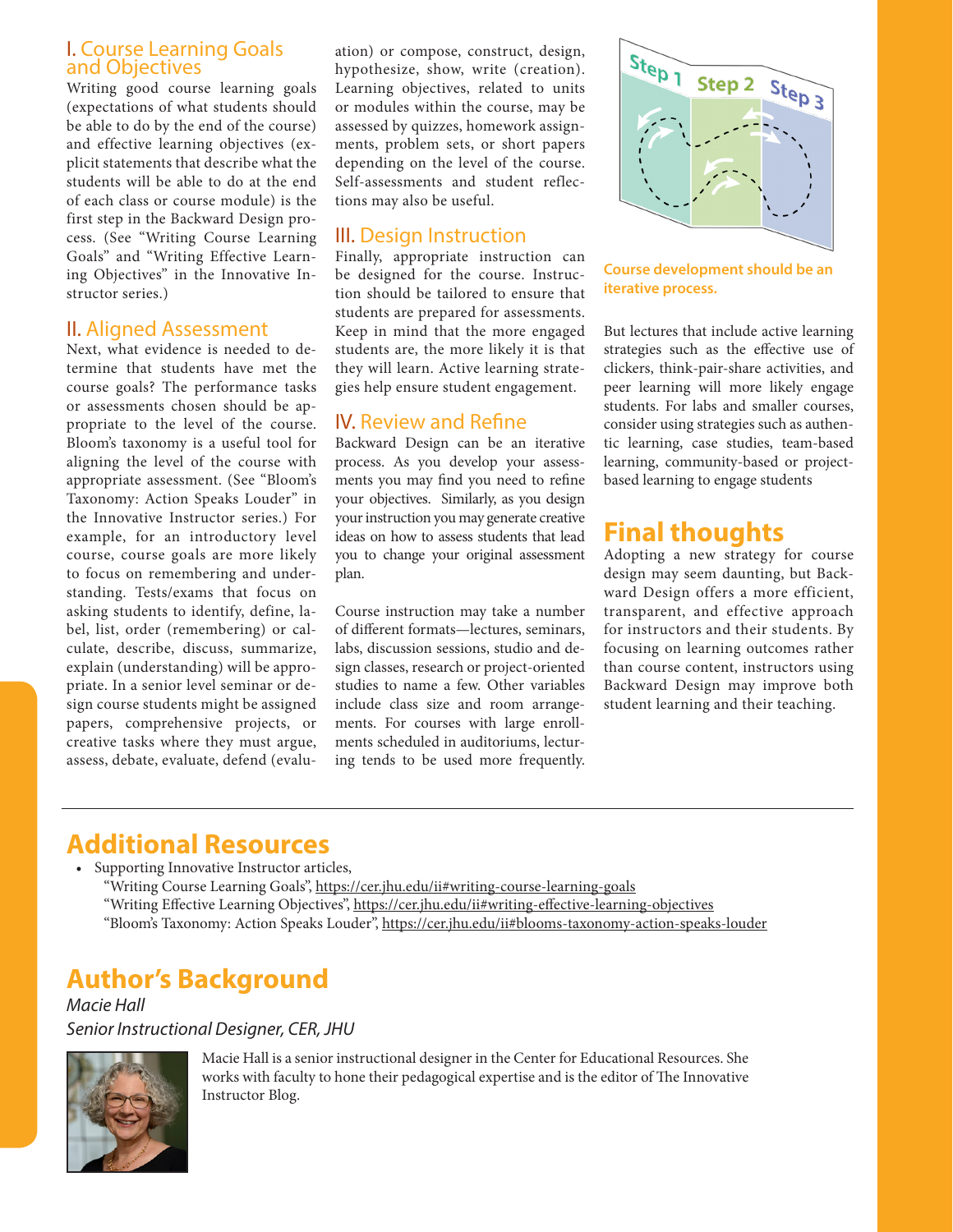## I. Course Learning Goals and Objectives

Writing good course learning goals (expectations of what students should be able to do by the end of the course) and effective learning objectives (explicit statements that describe what the students will be able to do at the end of each class or course module) is the first step in the Backward Design process. (See "Writing Course Learning Goals" and "Writing Effective Learning Objectives" in the Innovative Instructor series.)

## II. Aligned Assessment

Next, what evidence is needed to determine that students have met the course goals? The performance tasks or assessments chosen should be appropriate to the level of the course. Bloom's taxonomy is a useful tool for aligning the level of the course with appropriate assessment. (See "Bloom's Taxonomy: Action Speaks Louder" in the Innovative Instructor series.) For example, for an introductory level course, course goals are more likely to focus on remembering and understanding. Tests/exams that focus on asking students to identify, define, label, list, order (remembering) or calculate, describe, discuss, summarize, explain (understanding) will be appropriate. In a senior level seminar or design course students might be assigned papers, comprehensive projects, or creative tasks where they must argue, assess, debate, evaluate, defend (evaluation) or compose, construct, design, hypothesize, show, write (creation). Learning objectives, related to units or modules within the course, may be assessed by quizzes, homework assignments, problem sets, or short papers depending on the level of the course. Self-assessments and student reflections may also be useful.

## III. Design Instruction

Finally, appropriate instruction can be designed for the course. Instruction should be tailored to ensure that students are prepared for assessments. Keep in mind that the more engaged students are, the more likely it is that they will learn. Active learning strategies help ensure student engagement.

## IV. Review and Refine

Backward Design can be an iterative process. As you develop your assessments you may find you need to refine your objectives. Similarly, as you design your instruction you may generate creative ideas on how to assess students that lead you to change your original assessment plan.

Course instruction may take a number of different formats—lectures, seminars, labs, discussion sessions, studio and design classes, research or project-oriented studies to name a few. Other variables include class size and room arrangements. For courses with large enrollments scheduled in auditoriums, lecturing tends to be used more frequently.

Step 1 Step 2 Step 3

**Course development should be an iterative process.**

But lectures that include active learning strategies such as the effective use of clickers, think-pair-share activities, and peer learning will more likely engage students. For labs and smaller courses, consider using strategies such as authentic learning, case studies, team-based learning, community-based or project-based learning to engage students

# Final thoughts

Adopting a new strategy for course design may seem daunting, but Backward Design offers a more efficient, transparent, and effective approach for instructors and their students. By focusing on learning outcomes rather than course content, instructors using Backward Design may improve both student learning and their teaching.

# Additional Resources

- Supporting Innovative Instructor articles,
  "Writing Course Learning Goals", https://cer.jhu.edu/ii#writing-course-learning-goals
  "Writing Effective Learning Objectives", https://cer.jhu.edu/ii#writing-effective-learning-objectives
  "Bloom's Taxonomy: Action Speaks Louder", https://cer.jhu.edu/ii#blooms-taxonomy-action-speaks-louder

# Author's Background

*Macie Hall*
*Senior Instructional Designer, CER, JHU*

Macie Hall is a senior instructional designer in the Center for Educational Resources. She works with faculty to hone their pedagogical expertise and is the editor of The Innovative Instructor Blog.